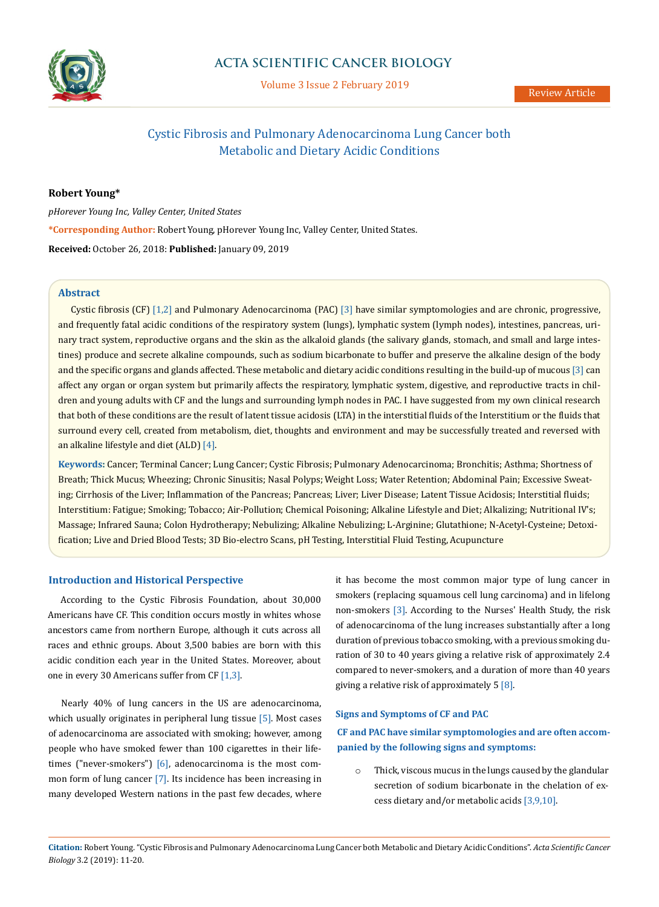# Cystic Fibrosis and Pulmonary Adenocarcinoma Lung Cancer both Metabolic and Dietary Acidic Conditions

Review Article

**Robert Young***

*pHorever Young Inc, Valley Center, United States*

***Corresponding Author:** Robert Young, pHorever Young Inc, Valley Center, United States.

**Received:** October 26, 2018: **Published:** January 09, 2019

### Abstract

Cystic fibrosis (CF) [1,2] and Pulmonary Adenocarcinoma (PAC) [3] have similar symptomologies and are chronic, progressive, and frequently fatal acidic conditions of the respiratory system (lungs), lymphatic system (lymph nodes), intestines, pancreas, urinary tract system, reproductive organs and the skin as the alkaloid glands (the salivary glands, stomach, and small and large intestines) produce and secrete alkaline compounds, such as sodium bicarbonate to buffer and preserve the alkaline design of the body and the specific organs and glands affected. These metabolic and dietary acidic conditions resulting in the build-up of mucous [3] can affect any organ or organ system but primarily affects the respiratory, lymphatic system, digestive, and reproductive tracts in children and young adults with CF and the lungs and surrounding lymph nodes in PAC. I have suggested from my own clinical research that both of these conditions are the result of latent tissue acidosis (LTA) in the interstitial fluids of the Interstitium or the fluids that surround every cell, created from metabolism, diet, thoughts and environment and may be successfully treated and reversed with an alkaline lifestyle and diet (ALD) [4].

**Keywords:** Cancer; Terminal Cancer; Lung Cancer; Cystic Fibrosis; Pulmonary Adenocarcinoma; Bronchitis; Asthma; Shortness of Breath; Thick Mucus; Wheezing; Chronic Sinusitis; Nasal Polyps; Weight Loss; Water Retention; Abdominal Pain; Excessive Sweating; Cirrhosis of the Liver; Inflammation of the Pancreas; Pancreas; Liver; Liver Disease; Latent Tissue Acidosis; Interstitial fluids; Interstitium: Fatigue; Smoking; Tobacco; Air-Pollution; Chemical Poisoning; Alkaline Lifestyle and Diet; Alkalizing; Nutritional IV's; Massage; Infrared Sauna; Colon Hydrotherapy; Nebulizing; Alkaline Nebulizing; L-Arginine; Glutathione; N-Acetyl-Cysteine; Detoxification; Live and Dried Blood Tests; 3D Bio-electro Scans, pH Testing, Interstitial Fluid Testing, Acupuncture

## Introduction and Historical Perspective

According to the Cystic Fibrosis Foundation, about 30,000 Americans have CF. This condition occurs mostly in whites whose ancestors came from northern Europe, although it cuts across all races and ethnic groups. About 3,500 babies are born with this acidic condition each year in the United States. Moreover, about one in every 30 Americans suffer from CF [1,3].

Nearly 40% of lung cancers in the US are adenocarcinoma, which usually originates in peripheral lung tissue [5]. Most cases of adenocarcinoma are associated with smoking; however, among people who have smoked fewer than 100 cigarettes in their lifetimes ("never-smokers") [6], adenocarcinoma is the most common form of lung cancer [7]. Its incidence has been increasing in many developed Western nations in the past few decades, where it has become the most common major type of lung cancer in smokers (replacing squamous cell lung carcinoma) and in lifelong non-smokers [3]. According to the Nurses' Health Study, the risk of adenocarcinoma of the lung increases substantially after a long duration of previous tobacco smoking, with a previous smoking duration of 30 to 40 years giving a relative risk of approximately 2.4 compared to never-smokers, and a duration of more than 40 years giving a relative risk of approximately 5 [8].

## Signs and Symptoms of CF and PAC

**CF and PAC have similar symptomologies and are often accompanied by the following signs and symptoms:**

- Thick, viscous mucus in the lungs caused by the glandular secretion of sodium bicarbonate in the chelation of excess dietary and/or metabolic acids [3,9,10].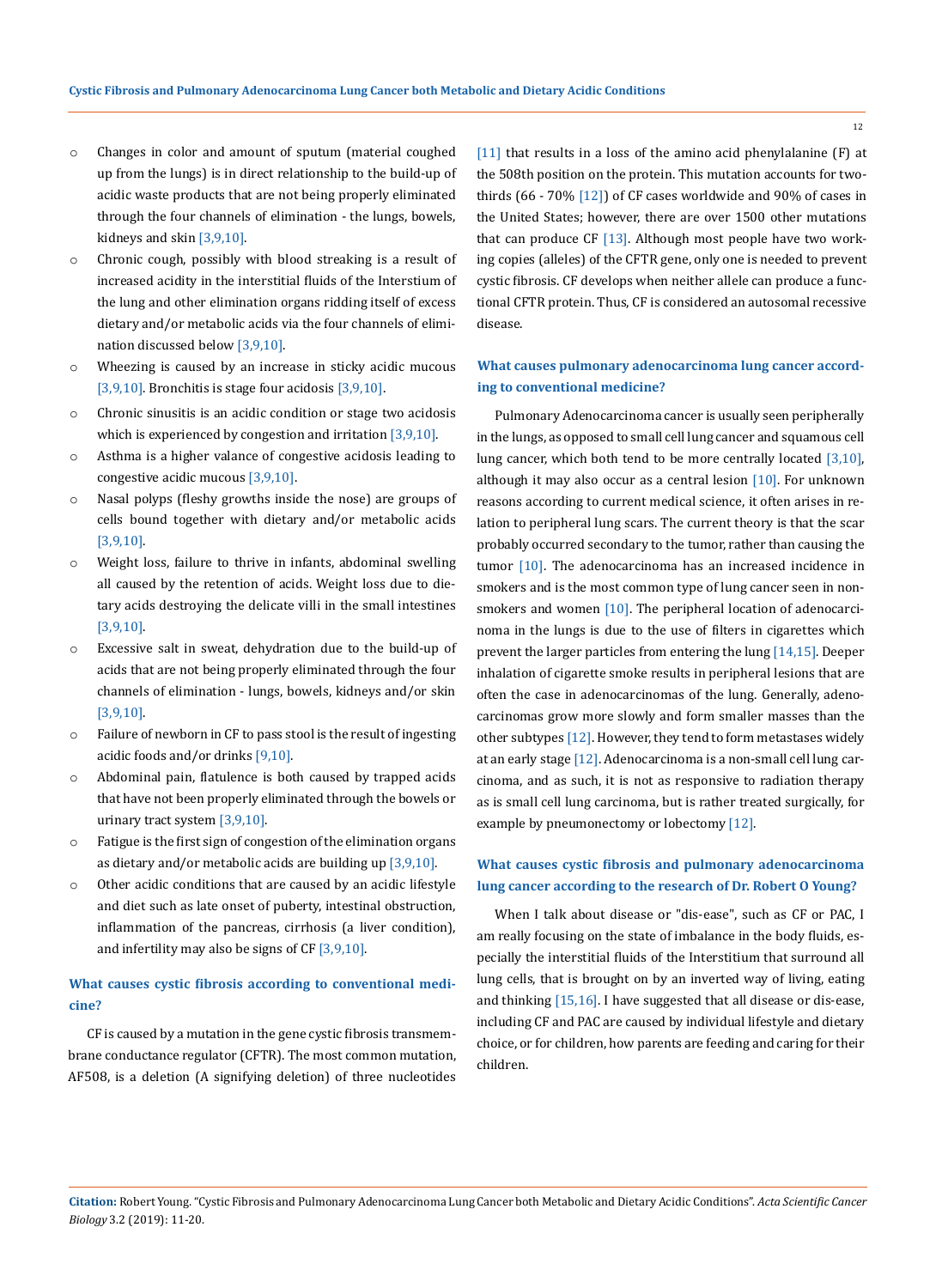- Changes in color and amount of sputum (material coughed up from the lungs) is in direct relationship to the build-up of acidic waste products that are not being properly eliminated through the four channels of elimination - the lungs, bowels, kidneys and skin [3,9,10].
- Chronic cough, possibly with blood streaking is a result of increased acidity in the interstitial fluids of the Interstium of the lung and other elimination organs ridding itself of excess dietary and/or metabolic acids via the four channels of elimination discussed below [3,9,10].
- Wheezing is caused by an increase in sticky acidic mucous [3,9,10]. Bronchitis is stage four acidosis [3,9,10].
- Chronic sinusitis is an acidic condition or stage two acidosis which is experienced by congestion and irritation [3,9,10].
- Asthma is a higher valance of congestive acidosis leading to congestive acidic mucous [3,9,10].
- Nasal polyps (fleshy growths inside the nose) are groups of cells bound together with dietary and/or metabolic acids [3,9,10].
- Weight loss, failure to thrive in infants, abdominal swelling all caused by the retention of acids. Weight loss due to dietary acids destroying the delicate villi in the small intestines [3,9,10].
- Excessive salt in sweat, dehydration due to the build-up of acids that are not being properly eliminated through the four channels of elimination - lungs, bowels, kidneys and/or skin [3,9,10].
- Failure of newborn in CF to pass stool is the result of ingesting acidic foods and/or drinks [9,10].
- Abdominal pain, flatulence is both caused by trapped acids that have not been properly eliminated through the bowels or urinary tract system [3,9,10].
- Fatigue is the first sign of congestion of the elimination organs as dietary and/or metabolic acids are building up [3,9,10].
- Other acidic conditions that are caused by an acidic lifestyle and diet such as late onset of puberty, intestinal obstruction, inflammation of the pancreas, cirrhosis (a liver condition), and infertility may also be signs of CF [3,9,10].

### What causes cystic fibrosis according to conventional medicine?

CF is caused by a mutation in the gene cystic fibrosis transmembrane conductance regulator (CFTR). The most common mutation, AF508, is a deletion (A signifying deletion) of three nucleotides [11] that results in a loss of the amino acid phenylalanine (F) at the 508th position on the protein. This mutation accounts for two-thirds (66 - 70% [12]) of CF cases worldwide and 90% of cases in the United States; however, there are over 1500 other mutations that can produce CF [13]. Although most people have two working copies (alleles) of the CFTR gene, only one is needed to prevent cystic fibrosis. CF develops when neither allele can produce a functional CFTR protein. Thus, CF is considered an autosomal recessive disease.

### What causes pulmonary adenocarcinoma lung cancer according to conventional medicine?

Pulmonary Adenocarcinoma cancer is usually seen peripherally in the lungs, as opposed to small cell lung cancer and squamous cell lung cancer, which both tend to be more centrally located [3,10], although it may also occur as a central lesion [10]. For unknown reasons according to current medical science, it often arises in relation to peripheral lung scars. The current theory is that the scar probably occurred secondary to the tumor, rather than causing the tumor [10]. The adenocarcinoma has an increased incidence in smokers and is the most common type of lung cancer seen in non-smokers and women [10]. The peripheral location of adenocarcinoma in the lungs is due to the use of filters in cigarettes which prevent the larger particles from entering the lung [14,15]. Deeper inhalation of cigarette smoke results in peripheral lesions that are often the case in adenocarcinomas of the lung. Generally, adenocarcinomas grow more slowly and form smaller masses than the other subtypes [12]. However, they tend to form metastases widely at an early stage [12]. Adenocarcinoma is a non-small cell lung carcinoma, and as such, it is not as responsive to radiation therapy as is small cell lung carcinoma, but is rather treated surgically, for example by pneumonectomy or lobectomy [12].

### What causes cystic fibrosis and pulmonary adenocarcinoma lung cancer according to the research of Dr. Robert O Young?

When I talk about disease or "dis-ease", such as CF or PAC, I am really focusing on the state of imbalance in the body fluids, especially the interstitial fluids of the Interstitium that surround all lung cells, that is brought on by an inverted way of living, eating and thinking [15,16]. I have suggested that all disease or dis-ease, including CF and PAC are caused by individual lifestyle and dietary choice, or for children, how parents are feeding and caring for their children.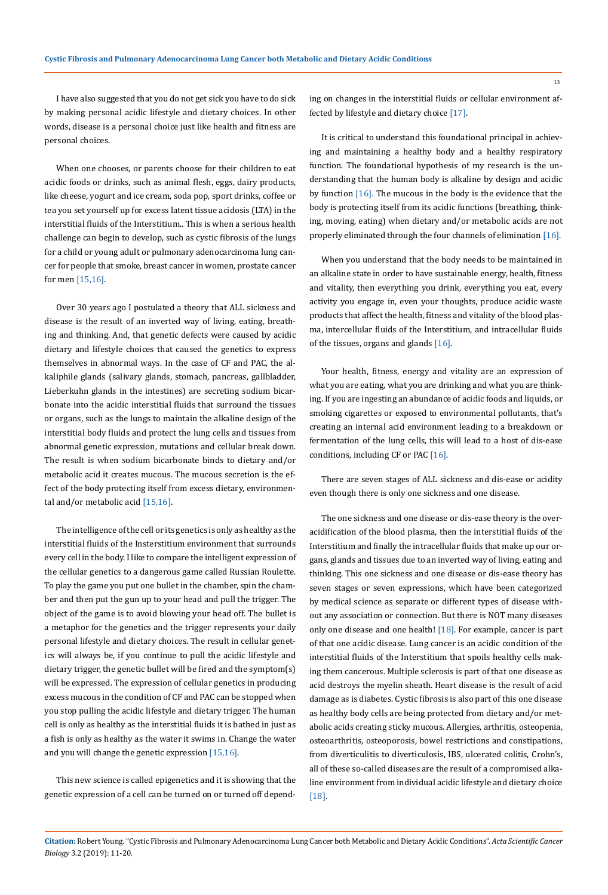I have also suggested that you do not get sick you have to do sick by making personal acidic lifestyle and dietary choices. In other words, disease is a personal choice just like health and fitness are personal choices.

When one chooses, or parents choose for their children to eat acidic foods or drinks, such as animal flesh, eggs, dairy products, like cheese, yogurt and ice cream, soda pop, sport drinks, coffee or tea you set yourself up for excess latent tissue acidosis (LTA) in the interstitial fluids of the Interstitium.. This is when a serious health challenge can begin to develop, such as cystic fibrosis of the lungs for a child or young adult or pulmonary adenocarcinoma lung cancer for people that smoke, breast cancer in women, prostate cancer for men [15,16].

Over 30 years ago I postulated a theory that ALL sickness and disease is the result of an inverted way of living, eating, breathing and thinking. And, that genetic defects were caused by acidic dietary and lifestyle choices that caused the genetics to express themselves in abnormal ways. In the case of CF and PAC, the alkaliphile glands (salivary glands, stomach, pancreas, gallbladder, Lieberkuhn glands in the intestines) are secreting sodium bicarbonate into the acidic interstitial fluids that surround the tissues or organs, such as the lungs to maintain the alkaline design of the interstitial body fluids and protect the lung cells and tissues from abnormal genetic expression, mutations and cellular break down. The result is when sodium bicarbonate binds to dietary and/or metabolic acid it creates mucous. The mucous secretion is the effect of the body protecting itself from excess dietary, environmental and/or metabolic acid [15,16].

The intelligence of the cell or its genetics is only as healthy as the interstitial fluids of the Insterstitium environment that surrounds every cell in the body. I like to compare the intelligent expression of the cellular genetics to a dangerous game called Russian Roulette. To play the game you put one bullet in the chamber, spin the chamber and then put the gun up to your head and pull the trigger. The object of the game is to avoid blowing your head off. The bullet is a metaphor for the genetics and the trigger represents your daily personal lifestyle and dietary choices. The result in cellular genetics will always be, if you continue to pull the acidic lifestyle and dietary trigger, the genetic bullet will be fired and the symptom(s) will be expressed. The expression of cellular genetics in producing excess mucous in the condition of CF and PAC can be stopped when you stop pulling the acidic lifestyle and dietary trigger. The human cell is only as healthy as the interstitial fluids it is bathed in just as a fish is only as healthy as the water it swims in. Change the water and you will change the genetic expression [15,16].

This new science is called epigenetics and it is showing that the genetic expression of a cell can be turned on or turned off depending on changes in the interstitial fluids or cellular environment affected by lifestyle and dietary choice [17].

It is critical to understand this foundational principal in achieving and maintaining a healthy body and a healthy respiratory function. The foundational hypothesis of my research is the understanding that the human body is alkaline by design and acidic by function [16]. The mucous in the body is the evidence that the body is protecting itself from its acidic functions (breathing, thinking, moving, eating) when dietary and/or metabolic acids are not properly eliminated through the four channels of elimination [16].

When you understand that the body needs to be maintained in an alkaline state in order to have sustainable energy, health, fitness and vitality, then everything you drink, everything you eat, every activity you engage in, even your thoughts, produce acidic waste products that affect the health, fitness and vitality of the blood plasma, intercellular fluids of the Interstitium, and intracellular fluids of the tissues, organs and glands [16].

Your health, fitness, energy and vitality are an expression of what you are eating, what you are drinking and what you are thinking. If you are ingesting an abundance of acidic foods and liquids, or smoking cigarettes or exposed to environmental pollutants, that's creating an internal acid environment leading to a breakdown or fermentation of the lung cells, this will lead to a host of dis-ease conditions, including CF or PAC [16].

There are seven stages of ALL sickness and dis-ease or acidity even though there is only one sickness and one disease.

The one sickness and one disease or dis-ease theory is the over-acidification of the blood plasma, then the interstitial fluids of the Interstitium and finally the intracellular fluids that make up our organs, glands and tissues due to an inverted way of living, eating and thinking. This one sickness and one disease or dis-ease theory has seven stages or seven expressions, which have been categorized by medical science as separate or different types of disease without any association or connection. But there is NOT many diseases only one disease and one health! [18]. For example, cancer is part of that one acidic disease. Lung cancer is an acidic condition of the interstitial fluids of the Interstitium that spoils healthy cells making them cancerous. Multiple sclerosis is part of that one disease as acid destroys the myelin sheath. Heart disease is the result of acid damage as is diabetes. Cystic fibrosis is also part of this one disease as healthy body cells are being protected from dietary and/or metabolic acids creating sticky mucous. Allergies, arthritis, osteopenia, osteoarthritis, osteoporosis, bowel restrictions and constipations, from diverticulitis to diverticulosis, IBS, ulcerated colitis, Crohn's, all of these so-called diseases are the result of a compromised alkaline environment from individual acidic lifestyle and dietary choice [18].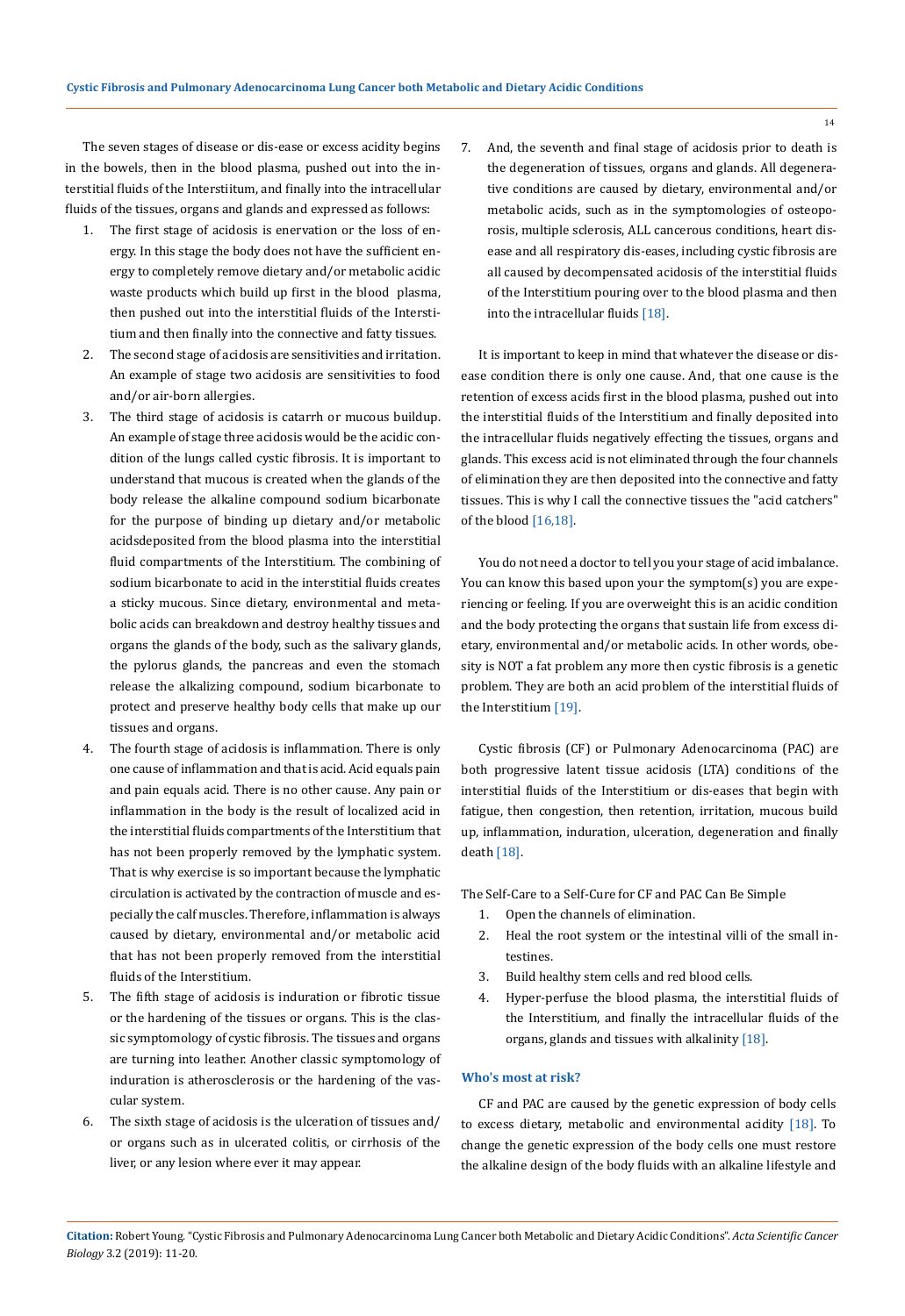The seven stages of disease or dis-ease or excess acidity begins in the bowels, then in the blood plasma, pushed out into the interstitial fluids of the Interstiitum, and finally into the intracellular fluids of the tissues, organs and glands and expressed as follows:

1. The first stage of acidosis is enervation or the loss of energy. In this stage the body does not have the sufficient energy to completely remove dietary and/or metabolic acidic waste products which build up first in the blood plasma, then pushed out into the interstitial fluids of the Interstitium and then finally into the connective and fatty tissues.
2. The second stage of acidosis are sensitivities and irritation. An example of stage two acidosis are sensitivities to food and/or air-born allergies.
3. The third stage of acidosis is catarrh or mucous buildup. An example of stage three acidosis would be the acidic condition of the lungs called cystic fibrosis. It is important to understand that mucous is created when the glands of the body release the alkaline compound sodium bicarbonate for the purpose of binding up dietary and/or metabolic acidsdeposited from the blood plasma into the interstitial fluid compartments of the Interstitium. The combining of sodium bicarbonate to acid in the interstitial fluids creates a sticky mucous. Since dietary, environmental and metabolic acids can breakdown and destroy healthy tissues and organs the glands of the body, such as the salivary glands, the pylorus glands, the pancreas and even the stomach release the alkalizing compound, sodium bicarbonate to protect and preserve healthy body cells that make up our tissues and organs.
4. The fourth stage of acidosis is inflammation. There is only one cause of inflammation and that is acid. Acid equals pain and pain equals acid. There is no other cause. Any pain or inflammation in the body is the result of localized acid in the interstitial fluids compartments of the Interstitium that has not been properly removed by the lymphatic system. That is why exercise is so important because the lymphatic circulation is activated by the contraction of muscle and especially the calf muscles. Therefore, inflammation is always caused by dietary, environmental and/or metabolic acid that has not been properly removed from the interstitial fluids of the Interstitium.
5. The fifth stage of acidosis is induration or fibrotic tissue or the hardening of the tissues or organs. This is the classic symptomology of cystic fibrosis. The tissues and organs are turning into leather. Another classic symptomology of induration is atherosclerosis or the hardening of the vascular system.
6. The sixth stage of acidosis is the ulceration of tissues and/or organs such as in ulcerated colitis, or cirrhosis of the liver, or any lesion where ever it may appear.
7. And, the seventh and final stage of acidosis prior to death is the degeneration of tissues, organs and glands. All degenerative conditions are caused by dietary, environmental and/or metabolic acids, such as in the symptomologies of osteoporosis, multiple sclerosis, ALL cancerous conditions, heart disease and all respiratory dis-eases, including cystic fibrosis are all caused by decompensated acidosis of the interstitial fluids of the Interstitium pouring over to the blood plasma and then into the intracellular fluids [18].

It is important to keep in mind that whatever the disease or dis-ease condition there is only one cause. And, that one cause is the retention of excess acids first in the blood plasma, pushed out into the interstitial fluids of the Interstitium and finally deposited into the intracellular fluids negatively effecting the tissues, organs and glands. This excess acid is not eliminated through the four channels of elimination they are then deposited into the connective and fatty tissues. This is why I call the connective tissues the "acid catchers" of the blood [16,18].

You do not need a doctor to tell you your stage of acid imbalance. You can know this based upon your the symptom(s) you are experiencing or feeling. If you are overweight this is an acidic condition and the body protecting the organs that sustain life from excess dietary, environmental and/or metabolic acids. In other words, obesity is NOT a fat problem any more then cystic fibrosis is a genetic problem. They are both an acid problem of the interstitial fluids of the Interstitium [19].

Cystic fibrosis (CF) or Pulmonary Adenocarcinoma (PAC) are both progressive latent tissue acidosis (LTA) conditions of the interstitial fluids of the Interstitium or dis-eases that begin with fatigue, then congestion, then retention, irritation, mucous build up, inflammation, induration, ulceration, degeneration and finally death [18].

The Self-Care to a Self-Cure for CF and PAC Can Be Simple

1. Open the channels of elimination.
2. Heal the root system or the intestinal villi of the small intestines.
3. Build healthy stem cells and red blood cells.
4. Hyper-perfuse the blood plasma, the interstitial fluids of the Interstitium, and finally the intracellular fluids of the organs, glands and tissues with alkalinity [18].

### Who's most at risk?

CF and PAC are caused by the genetic expression of body cells to excess dietary, metabolic and environmental acidity [18]. To change the genetic expression of the body cells one must restore the alkaline design of the body fluids with an alkaline lifestyle and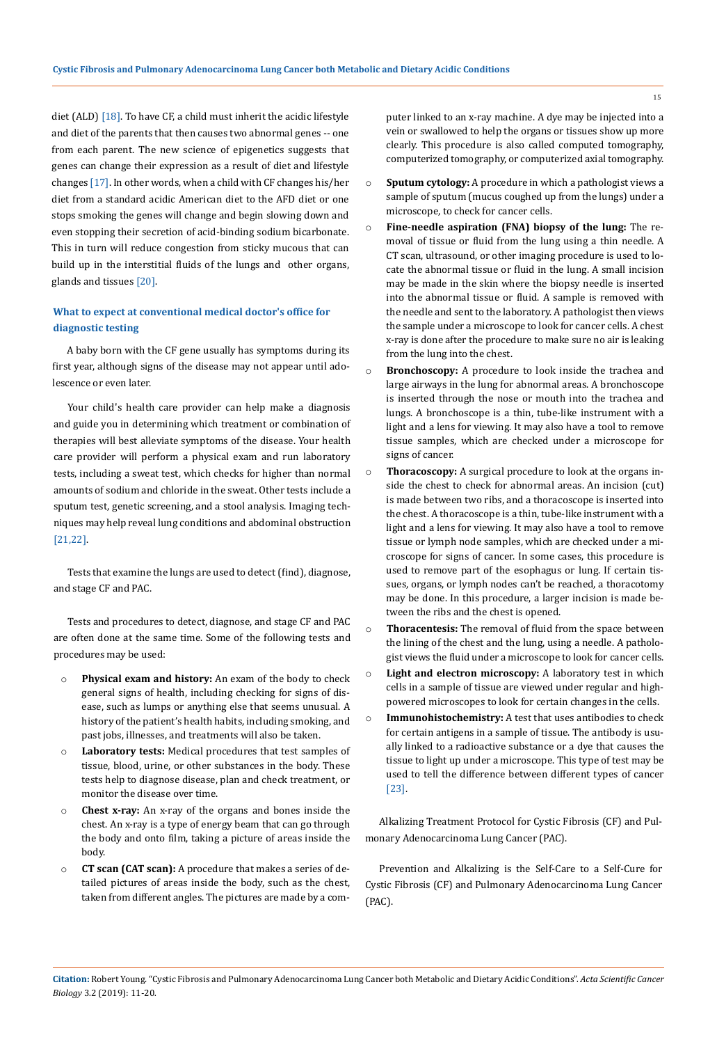diet (ALD) [18]. To have CF, a child must inherit the acidic lifestyle and diet of the parents that then causes two abnormal genes -- one from each parent. The new science of epigenetics suggests that genes can change their expression as a result of diet and lifestyle changes [17]. In other words, when a child with CF changes his/her diet from a standard acidic American diet to the AFD diet or one stops smoking the genes will change and begin slowing down and even stopping their secretion of acid-binding sodium bicarbonate. This in turn will reduce congestion from sticky mucous that can build up in the interstitial fluids of the lungs and other organs, glands and tissues [20].

### What to expect at conventional medical doctor's office for diagnostic testing

A baby born with the CF gene usually has symptoms during its first year, although signs of the disease may not appear until adolescence or even later.

Your child's health care provider can help make a diagnosis and guide you in determining which treatment or combination of therapies will best alleviate symptoms of the disease. Your health care provider will perform a physical exam and run laboratory tests, including a sweat test, which checks for higher than normal amounts of sodium and chloride in the sweat. Other tests include a sputum test, genetic screening, and a stool analysis. Imaging techniques may help reveal lung conditions and abdominal obstruction [21,22].

Tests that examine the lungs are used to detect (find), diagnose, and stage CF and PAC.

Tests and procedures to detect, diagnose, and stage CF and PAC are often done at the same time. Some of the following tests and procedures may be used:

- **Physical exam and history:** An exam of the body to check general signs of health, including checking for signs of disease, such as lumps or anything else that seems unusual. A history of the patient's health habits, including smoking, and past jobs, illnesses, and treatments will also be taken.
- **Laboratory tests:** Medical procedures that test samples of tissue, blood, urine, or other substances in the body. These tests help to diagnose disease, plan and check treatment, or monitor the disease over time.
- **Chest x-ray:** An x-ray of the organs and bones inside the chest. An x-ray is a type of energy beam that can go through the body and onto film, taking a picture of areas inside the body.
- **CT scan (CAT scan):** A procedure that makes a series of detailed pictures of areas inside the body, such as the chest, taken from different angles. The pictures are made by a computer linked to an x-ray machine. A dye may be injected into a vein or swallowed to help the organs or tissues show up more clearly. This procedure is also called computed tomography, computerized tomography, or computerized axial tomography.
- **Sputum cytology:** A procedure in which a pathologist views a sample of sputum (mucus coughed up from the lungs) under a microscope, to check for cancer cells.
- **Fine-needle aspiration (FNA) biopsy of the lung:** The removal of tissue or fluid from the lung using a thin needle. A CT scan, ultrasound, or other imaging procedure is used to locate the abnormal tissue or fluid in the lung. A small incision may be made in the skin where the biopsy needle is inserted into the abnormal tissue or fluid. A sample is removed with the needle and sent to the laboratory. A pathologist then views the sample under a microscope to look for cancer cells. A chest x-ray is done after the procedure to make sure no air is leaking from the lung into the chest.
- **Bronchoscopy:** A procedure to look inside the trachea and large airways in the lung for abnormal areas. A bronchoscope is inserted through the nose or mouth into the trachea and lungs. A bronchoscope is a thin, tube-like instrument with a light and a lens for viewing. It may also have a tool to remove tissue samples, which are checked under a microscope for signs of cancer.
- **Thoracoscopy:** A surgical procedure to look at the organs inside the chest to check for abnormal areas. An incision (cut) is made between two ribs, and a thoracoscope is inserted into the chest. A thoracoscope is a thin, tube-like instrument with a light and a lens for viewing. It may also have a tool to remove tissue or lymph node samples, which are checked under a microscope for signs of cancer. In some cases, this procedure is used to remove part of the esophagus or lung. If certain tissues, organs, or lymph nodes can't be reached, a thoracotomy may be done. In this procedure, a larger incision is made between the ribs and the chest is opened.
- **Thoracentesis:** The removal of fluid from the space between the lining of the chest and the lung, using a needle. A pathologist views the fluid under a microscope to look for cancer cells.
- **Light and electron microscopy:** A laboratory test in which cells in a sample of tissue are viewed under regular and high-powered microscopes to look for certain changes in the cells.
- **Immunohistochemistry:** A test that uses antibodies to check for certain antigens in a sample of tissue. The antibody is usually linked to a radioactive substance or a dye that causes the tissue to light up under a microscope. This type of test may be used to tell the difference between different types of cancer [23].

Alkalizing Treatment Protocol for Cystic Fibrosis (CF) and Pulmonary Adenocarcinoma Lung Cancer (PAC).

Prevention and Alkalizing is the Self-Care to a Self-Cure for Cystic Fibrosis (CF) and Pulmonary Adenocarcinoma Lung Cancer (PAC).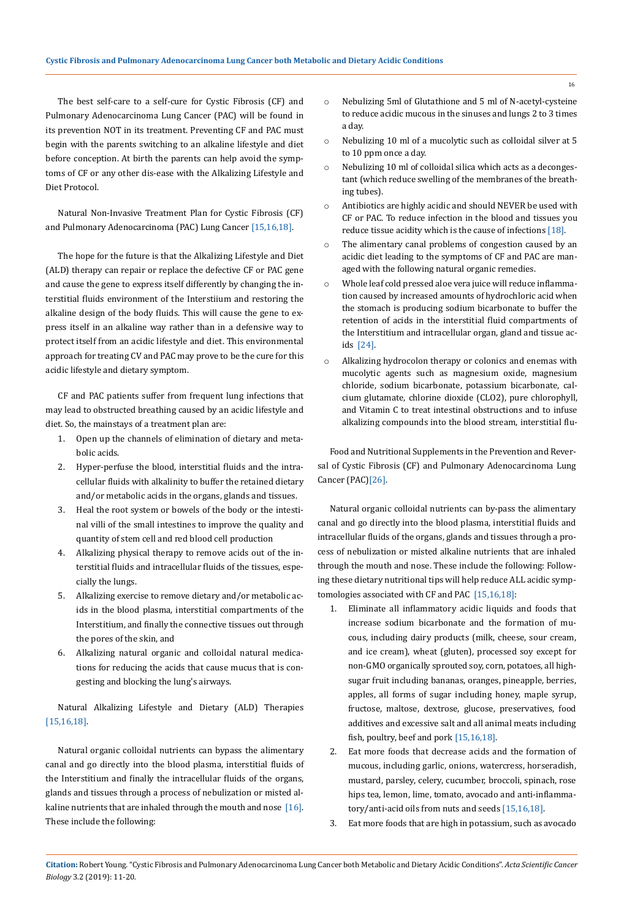The best self-care to a self-cure for Cystic Fibrosis (CF) and Pulmonary Adenocarcinoma Lung Cancer (PAC) will be found in its prevention NOT in its treatment. Preventing CF and PAC must begin with the parents switching to an alkaline lifestyle and diet before conception. At birth the parents can help avoid the symptoms of CF or any other dis-ease with the Alkalizing Lifestyle and Diet Protocol.

Natural Non-Invasive Treatment Plan for Cystic Fibrosis (CF) and Pulmonary Adenocarcinoma (PAC) Lung Cancer [15,16,18].

The hope for the future is that the Alkalizing Lifestyle and Diet (ALD) therapy can repair or replace the defective CF or PAC gene and cause the gene to express itself differently by changing the interstitial fluids environment of the Interstiium and restoring the alkaline design of the body fluids. This will cause the gene to express itself in an alkaline way rather than in a defensive way to protect itself from an acidic lifestyle and diet. This environmental approach for treating CV and PAC may prove to be the cure for this acidic lifestyle and dietary symptom.

CF and PAC patients suffer from frequent lung infections that may lead to obstructed breathing caused by an acidic lifestyle and diet. So, the mainstays of a treatment plan are:

1. Open up the channels of elimination of dietary and metabolic acids.
2. Hyper-perfuse the blood, interstitial fluids and the intracellular fluids with alkalinity to buffer the retained dietary and/or metabolic acids in the organs, glands and tissues.
3. Heal the root system or bowels of the body or the intestinal villi of the small intestines to improve the quality and quantity of stem cell and red blood cell production
4. Alkalizing physical therapy to remove acids out of the interstitial fluids and intracellular fluids of the tissues, especially the lungs.
5. Alkalizing exercise to remove dietary and/or metabolic acids in the blood plasma, interstitial compartments of the Interstitium, and finally the connective tissues out through the pores of the skin, and
6. Alkalizing natural organic and colloidal natural medications for reducing the acids that cause mucus that is congesting and blocking the lung's airways.

Natural Alkalizing Lifestyle and Dietary (ALD) Therapies [15,16,18].

Natural organic colloidal nutrients can bypass the alimentary canal and go directly into the blood plasma, interstitial fluids of the Interstitium and finally the intracellular fluids of the organs, glands and tissues through a process of nebulization or misted alkaline nutrients that are inhaled through the mouth and nose [16]. These include the following:

- Nebulizing 5ml of Glutathione and 5 ml of N-acetyl-cysteine to reduce acidic mucous in the sinuses and lungs 2 to 3 times a day.
- Nebulizing 10 ml of a mucolytic such as colloidal silver at 5 to 10 ppm once a day.
- Nebulizing 10 ml of colloidal silica which acts as a decongestant (which reduce swelling of the membranes of the breathing tubes).
- Antibiotics are highly acidic and should NEVER be used with CF or PAC. To reduce infection in the blood and tissues you reduce tissue acidity which is the cause of infections [18].
- The alimentary canal problems of congestion caused by an acidic diet leading to the symptoms of CF and PAC are managed with the following natural organic remedies.
- Whole leaf cold pressed aloe vera juice will reduce inflammation caused by increased amounts of hydrochloric acid when the stomach is producing sodium bicarbonate to buffer the retention of acids in the interstitial fluid compartments of the Interstitium and intracellular organ, gland and tissue acids [24].
- Alkalizing hydrocolon therapy or colonics and enemas with mucolytic agents such as magnesium oxide, magnesium chloride, sodium bicarbonate, potassium bicarbonate, calcium glutamate, chlorine dioxide (CLO2), pure chlorophyll, and Vitamin C to treat intestinal obstructions and to infuse alkalizing compounds into the blood stream, interstitial flu-

Food and Nutritional Supplements in the Prevention and Reversal of Cystic Fibrosis (CF) and Pulmonary Adenocarcinoma Lung Cancer (PAC)[26].

Natural organic colloidal nutrients can by-pass the alimentary canal and go directly into the blood plasma, interstitial fluids and intracellular fluids of the organs, glands and tissues through a process of nebulization or misted alkaline nutrients that are inhaled through the mouth and nose. These include the following: Following these dietary nutritional tips will help reduce ALL acidic symptomologies associated with CF and PAC [15,16,18]:

1. Eliminate all inflammatory acidic liquids and foods that increase sodium bicarbonate and the formation of mucous, including dairy products (milk, cheese, sour cream, and ice cream), wheat (gluten), processed soy except for non-GMO organically sprouted soy, corn, potatoes, all high-sugar fruit including bananas, oranges, pineapple, berries, apples, all forms of sugar including honey, maple syrup, fructose, maltose, dextrose, glucose, preservatives, food additives and excessive salt and all animal meats including fish, poultry, beef and pork [15,16,18].
2. Eat more foods that decrease acids and the formation of mucous, including garlic, onions, watercress, horseradish, mustard, parsley, celery, cucumber, broccoli, spinach, rose hips tea, lemon, lime, tomato, avocado and anti-inflammatory/anti-acid oils from nuts and seeds [15,16,18].
3. Eat more foods that are high in potassium, such as avocado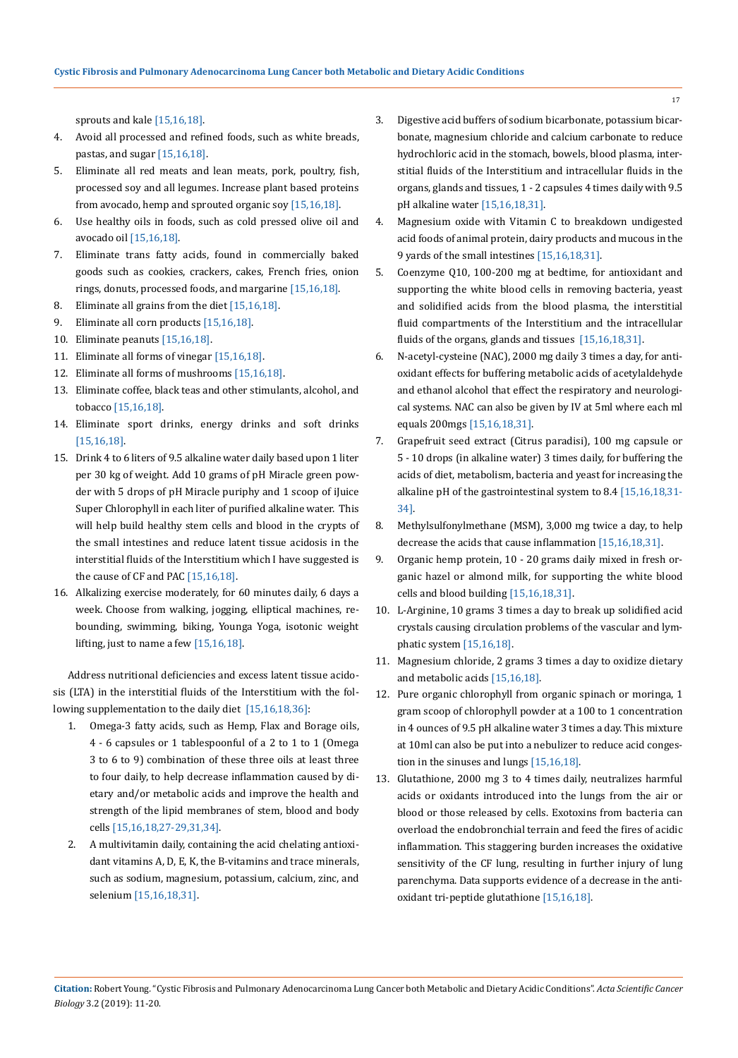sprouts and kale [15,16,18].

4. Avoid all processed and refined foods, such as white breads, pastas, and sugar [15,16,18].
5. Eliminate all red meats and lean meats, pork, poultry, fish, processed soy and all legumes. Increase plant based proteins from avocado, hemp and sprouted organic soy [15,16,18].
6. Use healthy oils in foods, such as cold pressed olive oil and avocado oil [15,16,18].
7. Eliminate trans fatty acids, found in commercially baked goods such as cookies, crackers, cakes, French fries, onion rings, donuts, processed foods, and margarine [15,16,18].
8. Eliminate all grains from the diet [15,16,18].
9. Eliminate all corn products [15,16,18].
10. Eliminate peanuts [15,16,18].
11. Eliminate all forms of vinegar [15,16,18].
12. Eliminate all forms of mushrooms [15,16,18].
13. Eliminate coffee, black teas and other stimulants, alcohol, and tobacco [15,16,18].
14. Eliminate sport drinks, energy drinks and soft drinks [15,16,18].
15. Drink 4 to 6 liters of 9.5 alkaline water daily based upon 1 liter per 30 kg of weight. Add 10 grams of pH Miracle green powder with 5 drops of pH Miracle puriphy and 1 scoop of iJuice Super Chlorophyll in each liter of purified alkaline water. This will help build healthy stem cells and blood in the crypts of the small intestines and reduce latent tissue acidosis in the interstitial fluids of the Interstitium which I have suggested is the cause of CF and PAC [15,16,18].
16. Alkalizing exercise moderately, for 60 minutes daily, 6 days a week. Choose from walking, jogging, elliptical machines, rebounding, swimming, biking, Younga Yoga, isotonic weight lifting, just to name a few [15,16,18].

Address nutritional deficiencies and excess latent tissue acidosis (LTA) in the interstitial fluids of the Interstitium with the following supplementation to the daily diet [15,16,18,36]:

1. Omega-3 fatty acids, such as Hemp, Flax and Borage oils, 4 - 6 capsules or 1 tablespoonful of a 2 to 1 to 1 (Omega 3 to 6 to 9) combination of these three oils at least three to four daily, to help decrease inflammation caused by dietary and/or metabolic acids and improve the health and strength of the lipid membranes of stem, blood and body cells [15,16,18,27-29,31,34].
2. A multivitamin daily, containing the acid chelating antioxidant vitamins A, D, E, K, the B-vitamins and trace minerals, such as sodium, magnesium, potassium, calcium, zinc, and selenium [15,16,18,31].
3. Digestive acid buffers of sodium bicarbonate, potassium bicarbonate, magnesium chloride and calcium carbonate to reduce hydrochloric acid in the stomach, bowels, blood plasma, interstitial fluids of the Interstitium and intracellular fluids in the organs, glands and tissues, 1 - 2 capsules 4 times daily with 9.5 pH alkaline water [15,16,18,31].
4. Magnesium oxide with Vitamin C to breakdown undigested acid foods of animal protein, dairy products and mucous in the 9 yards of the small intestines [15,16,18,31].
5. Coenzyme Q10, 100-200 mg at bedtime, for antioxidant and supporting the white blood cells in removing bacteria, yeast and solidified acids from the blood plasma, the interstitial fluid compartments of the Interstitium and the intracellular fluids of the organs, glands and tissues [15,16,18,31].
6. N-acetyl-cysteine (NAC), 2000 mg daily 3 times a day, for antioxidant effects for buffering metabolic acids of acetylaldehyde and ethanol alcohol that effect the respiratory and neurological systems. NAC can also be given by IV at 5ml where each ml equals 200mgs [15,16,18,31].
7. Grapefruit seed extract (Citrus paradisi), 100 mg capsule or 5 - 10 drops (in alkaline water) 3 times daily, for buffering the acids of diet, metabolism, bacteria and yeast for increasing the alkaline pH of the gastrointestinal system to 8.4 [15,16,18,31-34].
8. Methylsulfonylmethane (MSM), 3,000 mg twice a day, to help decrease the acids that cause inflammation [15,16,18,31].
9. Organic hemp protein, 10 - 20 grams daily mixed in fresh organic hazel or almond milk, for supporting the white blood cells and blood building [15,16,18,31].
10. L-Arginine, 10 grams 3 times a day to break up solidified acid crystals causing circulation problems of the vascular and lymphatic system [15,16,18].
11. Magnesium chloride, 2 grams 3 times a day to oxidize dietary and metabolic acids [15,16,18].
12. Pure organic chlorophyll from organic spinach or moringa, 1 gram scoop of chlorophyll powder at a 100 to 1 concentration in 4 ounces of 9.5 pH alkaline water 3 times a day. This mixture at 10ml can also be put into a nebulizer to reduce acid congestion in the sinuses and lungs [15,16,18].
13. Glutathione, 2000 mg 3 to 4 times daily, neutralizes harmful acids or oxidants introduced into the lungs from the air or blood or those released by cells. Exotoxins from bacteria can overload the endobronchial terrain and feed the fires of acidic inflammation. This staggering burden increases the oxidative sensitivity of the CF lung, resulting in further injury of lung parenchyma. Data supports evidence of a decrease in the antioxidant tri-peptide glutathione [15,16,18].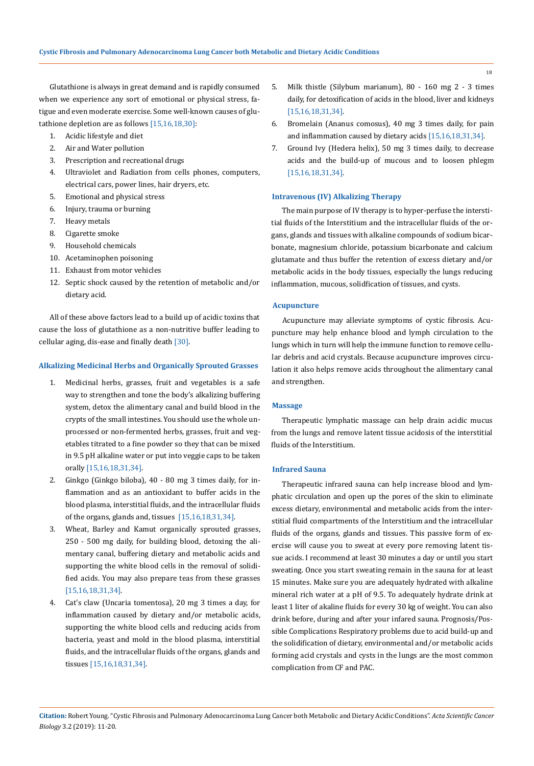Glutathione is always in great demand and is rapidly consumed when we experience any sort of emotional or physical stress, fatigue and even moderate exercise. Some well-known causes of glutathione depletion are as follows [15,16,18,30]:

1. Acidic lifestyle and diet
2. Air and Water pollution
3. Prescription and recreational drugs
4. Ultraviolet and Radiation from cells phones, computers, electrical cars, power lines, hair dryers, etc.
5. Emotional and physical stress
6. Injury, trauma or burning
7. Heavy metals
8. Cigarette smoke
9. Household chemicals
10. Acetaminophen poisoning
11. Exhaust from motor vehicles
12. Septic shock caused by the retention of metabolic and/or dietary acid.

All of these above factors lead to a build up of acidic toxins that cause the loss of glutathione as a non-nutritive buffer leading to cellular aging, dis-ease and finally death [30].

### Alkalizing Medicinal Herbs and Organically Sprouted Grasses

1. Medicinal herbs, grasses, fruit and vegetables is a safe way to strengthen and tone the body's alkalizing buffering system, detox the alimentary canal and build blood in the crypts of the small intestines. You should use the whole unprocessed or non-fermented herbs, grasses, fruit and vegetables titrated to a fine powder so they that can be mixed in 9.5 pH alkaline water or put into veggie caps to be taken orally [15,16,18,31,34].
2. Ginkgo (Ginkgo biloba), 40 - 80 mg 3 times daily, for inflammation and as an antioxidant to buffer acids in the blood plasma, interstitial fluids, and the intracellular fluids of the organs, glands and, tissues [15,16,18,31,34].
3. Wheat, Barley and Kamut organically sprouted grasses, 250 - 500 mg daily, for building blood, detoxing the alimentary canal, buffering dietary and metabolic acids and supporting the white blood cells in the removal of solidified acids. You may also prepare teas from these grasses [15,16,18,31,34].
4. Cat's claw (Uncaria tomentosa), 20 mg 3 times a day, for inflammation caused by dietary and/or metabolic acids, supporting the white blood cells and reducing acids from bacteria, yeast and mold in the blood plasma, interstitial fluids, and the intracellular fluids of the organs, glands and tissues [15,16,18,31,34].
5. Milk thistle (Silybum marianum), 80 - 160 mg 2 - 3 times daily, for detoxification of acids in the blood, liver and kidneys [15,16,18,31,34].
6. Bromelain (Ananus comosus), 40 mg 3 times daily, for pain and inflammation caused by dietary acids [15,16,18,31,34].
7. Ground Ivy (Hedera helix), 50 mg 3 times daily, to decrease acids and the build-up of mucous and to loosen phlegm [15,16,18,31,34].

### Intravenous (IV) Alkalizing Therapy

The main purpose of IV therapy is to hyper-perfuse the interstitial fluids of the Interstitium and the intracellular fluids of the organs, glands and tissues with alkaline compounds of sodium bicarbonate, magnesium chloride, potassium bicarbonate and calcium glutamate and thus buffer the retention of excess dietary and/or metabolic acids in the body tissues, especially the lungs reducing inflammation, mucous, solidfication of tissues, and cysts.

### Acupuncture

Acupuncture may alleviate symptoms of cystic fibrosis. Acupuncture may help enhance blood and lymph circulation to the lungs which in turn will help the immune function to remove cellular debris and acid crystals. Because acupuncture improves circulation it also helps remove acids throughout the alimentary canal and strengthen.

### Massage

Therapeutic lymphatic massage can help drain acidic mucus from the lungs and remove latent tissue acidosis of the interstitial fluids of the Interstitium.

### Infrared Sauna

Therapeutic infrared sauna can help increase blood and lymphatic circulation and open up the pores of the skin to eliminate excess dietary, environmental and metabolic acids from the interstitial fluid compartments of the Interstitium and the intracellular fluids of the organs, glands and tissues. This passive form of exercise will cause you to sweat at every pore removing latent tissue acids. I recommend at least 30 minutes a day or until you start sweating. Once you start sweating remain in the sauna for at least 15 minutes. Make sure you are adequately hydrated with alkaline mineral rich water at a pH of 9.5. To adequately hydrate drink at least 1 liter of akaline fluids for every 30 kg of weight. You can also drink before, during and after your infared sauna. Prognosis/Possible Complications Respiratory problems due to acid build-up and the solidification of dietary, environmental and/or metabolic acids forming acid crystals and cysts in the lungs are the most common complication from CF and PAC.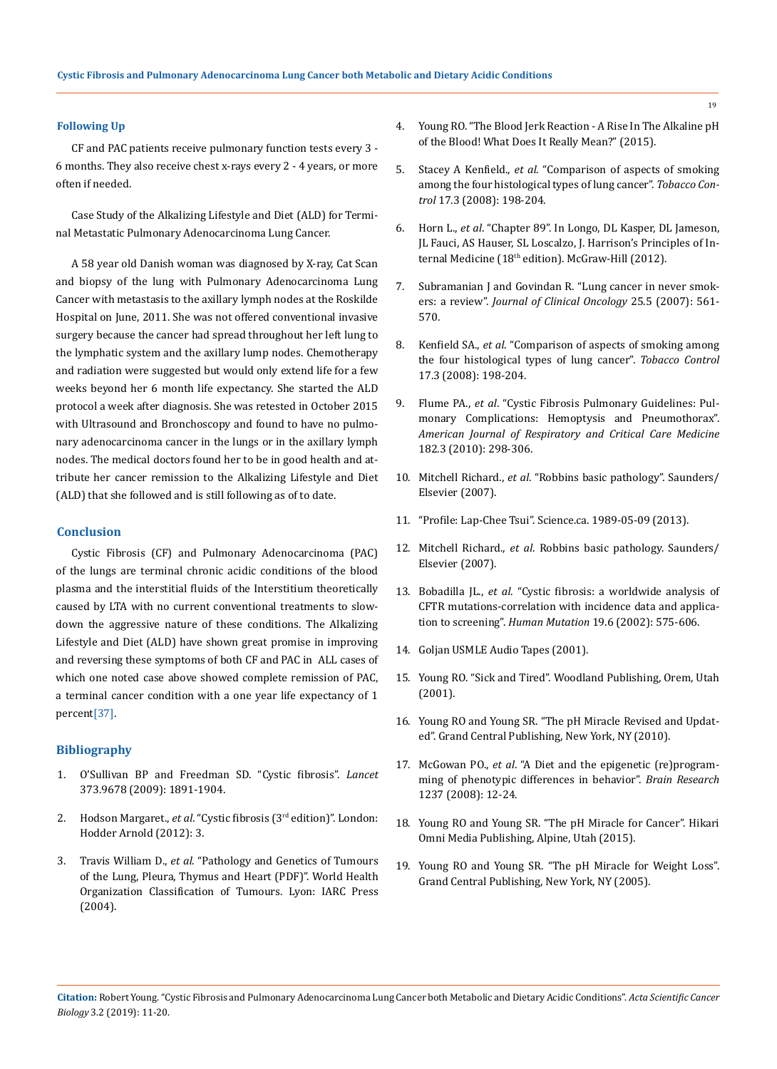### Following Up

CF and PAC patients receive pulmonary function tests every 3 - 6 months. They also receive chest x-rays every 2 - 4 years, or more often if needed.

Case Study of the Alkalizing Lifestyle and Diet (ALD) for Terminal Metastatic Pulmonary Adenocarcinoma Lung Cancer.

A 58 year old Danish woman was diagnosed by X-ray, Cat Scan and biopsy of the lung with Pulmonary Adenocarcinoma Lung Cancer with metastasis to the axillary lymph nodes at the Roskilde Hospital on June, 2011. She was not offered conventional invasive surgery because the cancer had spread throughout her left lung to the lymphatic system and the axillary lump nodes. Chemotherapy and radiation were suggested but would only extend life for a few weeks beyond her 6 month life expectancy. She started the ALD protocol a week after diagnosis. She was retested in October 2015 with Ultrasound and Bronchoscopy and found to have no pulmonary adenocarcinoma cancer in the lungs or in the axillary lymph nodes. The medical doctors found her to be in good health and attribute her cancer remission to the Alkalizing Lifestyle and Diet (ALD) that she followed and is still following as of to date.

### Conclusion

Cystic Fibrosis (CF) and Pulmonary Adenocarcinoma (PAC) of the lungs are terminal chronic acidic conditions of the blood plasma and the interstitial fluids of the Interstitium theoretically caused by LTA with no current conventional treatments to slowdown the aggressive nature of these conditions. The Alkalizing Lifestyle and Diet (ALD) have shown great promise in improving and reversing these symptoms of both CF and PAC in ALL cases of which one noted case above showed complete remission of PAC, a terminal cancer condition with a one year life expectancy of 1 percent[37].

### Bibliography

1. O'Sullivan BP and Freedman SD. "Cystic fibrosis". *Lancet* 373.9678 (2009): 1891-1904.
2. Hodson Margaret., *et al*. "Cystic fibrosis (3rd edition)". London: Hodder Arnold (2012): 3.
3. Travis William D., *et al*. "Pathology and Genetics of Tumours of the Lung, Pleura, Thymus and Heart (PDF)". World Health Organization Classification of Tumours. Lyon: IARC Press (2004).
4. Young RO. "The Blood Jerk Reaction - A Rise In The Alkaline pH of the Blood! What Does It Really Mean?" (2015).
5. Stacey A Kenfield., *et al*. "Comparison of aspects of smoking among the four histological types of lung cancer". *Tobacco Control* 17.3 (2008): 198-204.
6. Horn L., *et al*. "Chapter 89". In Longo, DL Kasper, DL Jameson, JL Fauci, AS Hauser, SL Loscalzo, J. Harrison's Principles of Internal Medicine (18th edition). McGraw-Hill (2012).
7. Subramanian J and Govindan R. "Lung cancer in never smokers: a review". *Journal of Clinical Oncology* 25.5 (2007): 561-570.
8. Kenfield SA., *et al*. "Comparison of aspects of smoking among the four histological types of lung cancer". *Tobacco Control* 17.3 (2008): 198-204.
9. Flume PA., *et al*. "Cystic Fibrosis Pulmonary Guidelines: Pulmonary Complications: Hemoptysis and Pneumothorax". *American Journal of Respiratory and Critical Care Medicine* 182.3 (2010): 298-306.
10. Mitchell Richard., *et al*. "Robbins basic pathology". Saunders/Elsevier (2007).
11. "Profile: Lap-Chee Tsui". Science.ca. 1989-05-09 (2013).
12. Mitchell Richard., *et al*. Robbins basic pathology. Saunders/Elsevier (2007).
13. Bobadilla JL., *et al*. "Cystic fibrosis: a worldwide analysis of CFTR mutations-correlation with incidence data and application to screening". *Human Mutation* 19.6 (2002): 575-606.
14. Goljan USMLE Audio Tapes (2001).
15. Young RO. "Sick and Tired". Woodland Publishing, Orem, Utah (2001).
16. Young RO and Young SR. "The pH Miracle Revised and Updated". Grand Central Publishing, New York, NY (2010).
17. McGowan PO., *et al*. "A Diet and the epigenetic (re)programming of phenotypic differences in behavior". *Brain Research* 1237 (2008): 12-24.
18. Young RO and Young SR. "The pH Miracle for Cancer". Hikari Omni Media Publishing, Alpine, Utah (2015).
19. Young RO and Young SR. "The pH Miracle for Weight Loss". Grand Central Publishing, New York, NY (2005).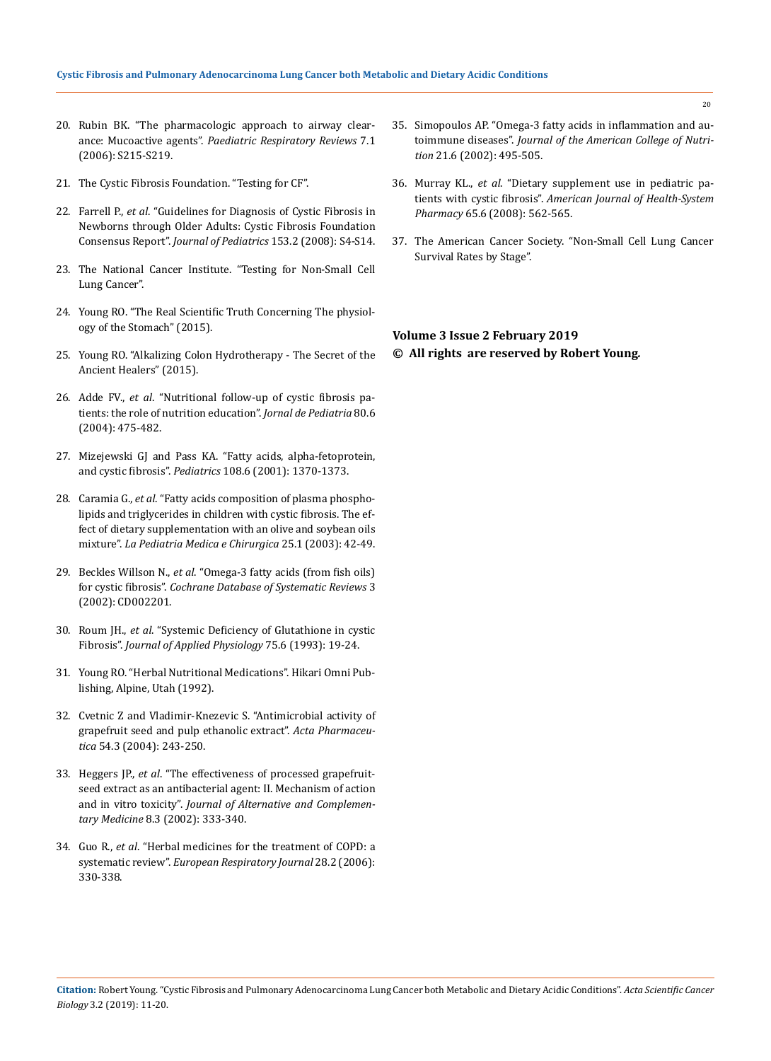20. Rubin BK. "The pharmacologic approach to airway clearance: Mucoactive agents". *Paediatric Respiratory Reviews* 7.1 (2006): S215-S219.

21. The Cystic Fibrosis Foundation. "Testing for CF".

22. Farrell P., *et al*. "Guidelines for Diagnosis of Cystic Fibrosis in Newborns through Older Adults: Cystic Fibrosis Foundation Consensus Report". *Journal of Pediatrics* 153.2 (2008): S4-S14.

23. The National Cancer Institute. "Testing for Non-Small Cell Lung Cancer".

24. Young RO. "The Real Scientific Truth Concerning The physiology of the Stomach" (2015).

25. Young RO. "Alkalizing Colon Hydrotherapy - The Secret of the Ancient Healers" (2015).

26. Adde FV., *et al*. "Nutritional follow-up of cystic fibrosis patients: the role of nutrition education". *Jornal de Pediatria* 80.6 (2004): 475-482.

27. Mizejewski GJ and Pass KA. "Fatty acids, alpha-fetoprotein, and cystic fibrosis". *Pediatrics* 108.6 (2001): 1370-1373.

28. Caramia G., *et al*. "Fatty acids composition of plasma phospholipids and triglycerides in children with cystic fibrosis. The effect of dietary supplementation with an olive and soybean oils mixture". *La Pediatria Medica e Chirurgica* 25.1 (2003): 42-49.

29. Beckles Willson N., *et al*. "Omega-3 fatty acids (from fish oils) for cystic fibrosis". *Cochrane Database of Systematic Reviews* 3 (2002): CD002201.

30. Roum JH., *et al*. "Systemic Deficiency of Glutathione in cystic Fibrosis". *Journal of Applied Physiology* 75.6 (1993): 19-24.

31. Young RO. "Herbal Nutritional Medications". Hikari Omni Publishing, Alpine, Utah (1992).

32. Cvetnic Z and Vladimir-Knezevic S. "Antimicrobial activity of grapefruit seed and pulp ethanolic extract". *Acta Pharmaceutica* 54.3 (2004): 243-250.

33. Heggers JP., *et al*. "The effectiveness of processed grapefruit-seed extract as an antibacterial agent: II. Mechanism of action and in vitro toxicity". *Journal of Alternative and Complementary Medicine* 8.3 (2002): 333-340.

34. Guo R., *et al*. "Herbal medicines for the treatment of COPD: a systematic review". *European Respiratory Journal* 28.2 (2006): 330-338.

35. Simopoulos AP. "Omega-3 fatty acids in inflammation and autoimmune diseases". *Journal of the American College of Nutrition* 21.6 (2002): 495-505.

36. Murray KL., *et al*. "Dietary supplement use in pediatric patients with cystic fibrosis". *American Journal of Health-System Pharmacy* 65.6 (2008): 562-565.

37. The American Cancer Society. "Non-Small Cell Lung Cancer Survival Rates by Stage".

**Volume 3 Issue 2 February 2019**
**© All rights are reserved by Robert Young.**